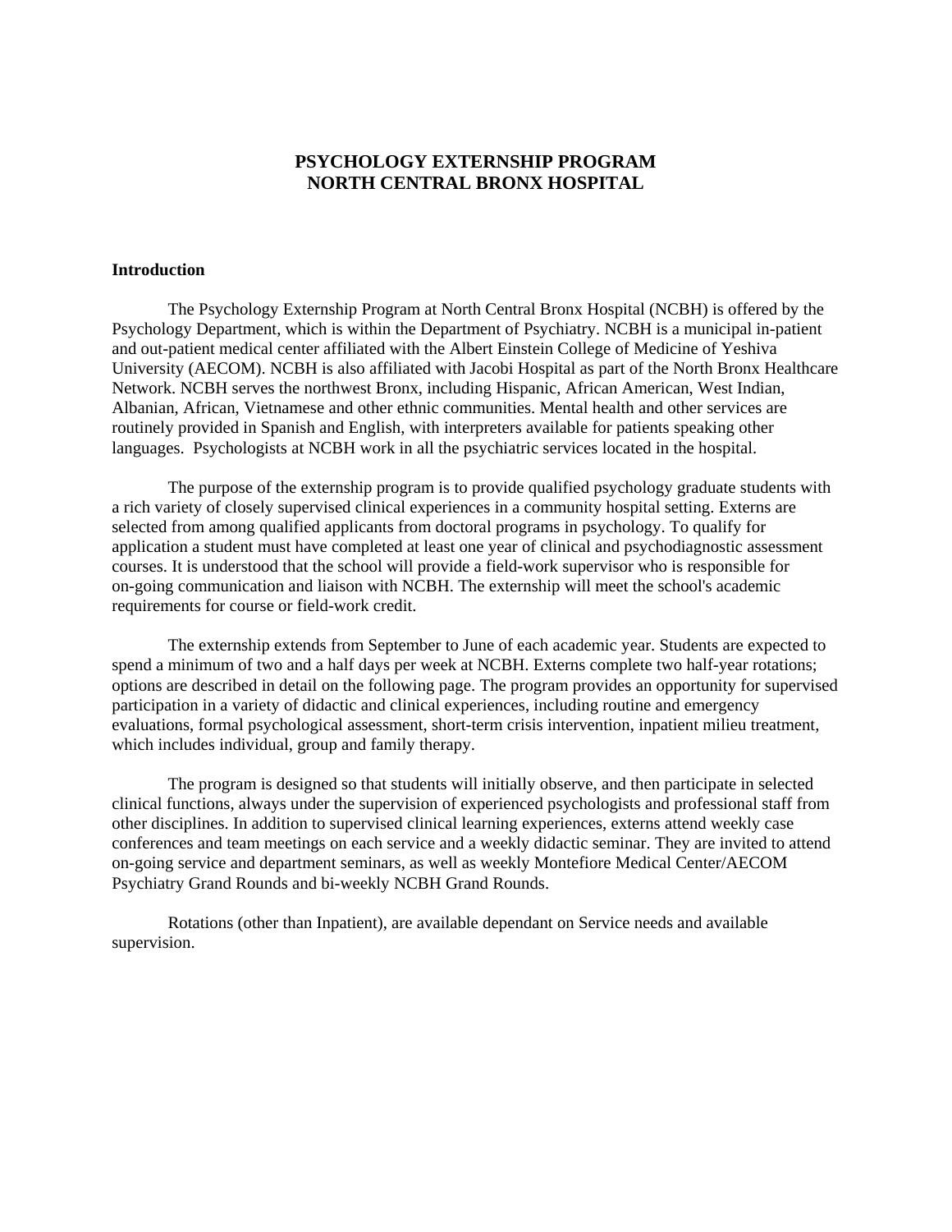# PSYCHOLOGY EXTERNSHIP PROGRAM
# NORTH CENTRAL BRONX HOSPITAL

## Introduction

The Psychology Externship Program at North Central Bronx Hospital (NCBH) is offered by the Psychology Department, which is within the Department of Psychiatry. NCBH is a municipal in-patient and out-patient medical center affiliated with the Albert Einstein College of Medicine of Yeshiva University (AECOM). NCBH is also affiliated with Jacobi Hospital as part of the North Bronx Healthcare Network. NCBH serves the northwest Bronx, including Hispanic, African American, West Indian, Albanian, African, Vietnamese and other ethnic communities. Mental health and other services are routinely provided in Spanish and English, with interpreters available for patients speaking other languages. Psychologists at NCBH work in all the psychiatric services located in the hospital.

The purpose of the externship program is to provide qualified psychology graduate students with a rich variety of closely supervised clinical experiences in a community hospital setting. Externs are selected from among qualified applicants from doctoral programs in psychology. To qualify for application a student must have completed at least one year of clinical and psychodiagnostic assessment courses. It is understood that the school will provide a field-work supervisor who is responsible for on-going communication and liaison with NCBH. The externship will meet the school's academic requirements for course or field-work credit.

The externship extends from September to June of each academic year. Students are expected to spend a minimum of two and a half days per week at NCBH. Externs complete two half-year rotations; options are described in detail on the following page. The program provides an opportunity for supervised participation in a variety of didactic and clinical experiences, including routine and emergency evaluations, formal psychological assessment, short-term crisis intervention, inpatient milieu treatment, which includes individual, group and family therapy.

The program is designed so that students will initially observe, and then participate in selected clinical functions, always under the supervision of experienced psychologists and professional staff from other disciplines. In addition to supervised clinical learning experiences, externs attend weekly case conferences and team meetings on each service and a weekly didactic seminar. They are invited to attend on-going service and department seminars, as well as weekly Montefiore Medical Center/AECOM Psychiatry Grand Rounds and bi-weekly NCBH Grand Rounds.

Rotations (other than Inpatient), are available dependant on Service needs and available supervision.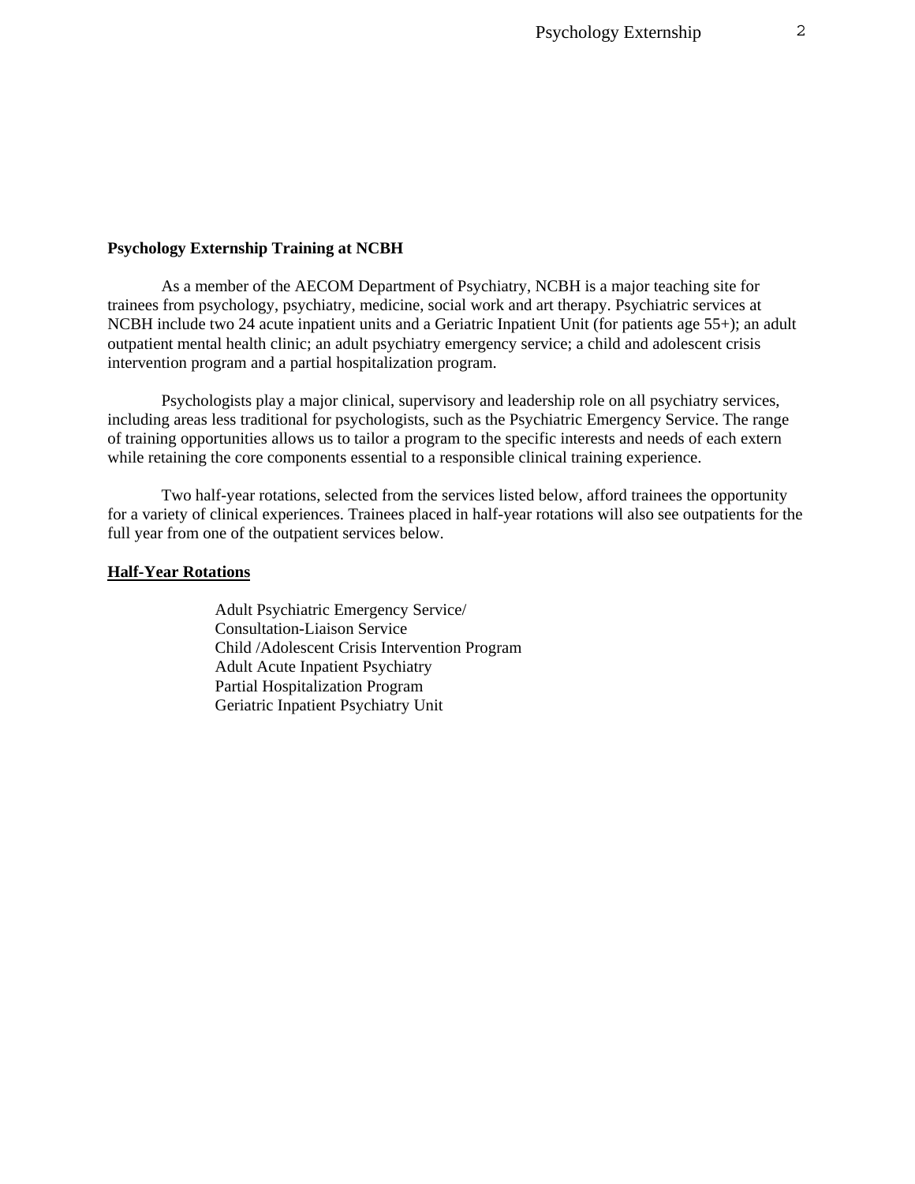**Psychology Externship Training at NCBH**

As a member of the AECOM Department of Psychiatry, NCBH is a major teaching site for trainees from psychology, psychiatry, medicine, social work and art therapy. Psychiatric services at NCBH include two 24 acute inpatient units and a Geriatric Inpatient Unit (for patients age 55+); an adult outpatient mental health clinic; an adult psychiatry emergency service; a child and adolescent crisis intervention program and a partial hospitalization program.

Psychologists play a major clinical, supervisory and leadership role on all psychiatry services, including areas less traditional for psychologists, such as the Psychiatric Emergency Service. The range of training opportunities allows us to tailor a program to the specific interests and needs of each extern while retaining the core components essential to a responsible clinical training experience.

Two half-year rotations, selected from the services listed below, afford trainees the opportunity for a variety of clinical experiences. Trainees placed in half-year rotations will also see outpatients for the full year from one of the outpatient services below.

**Half-Year Rotations**

- Adult Psychiatric Emergency Service/ Consultation-Liaison Service
- Child /Adolescent Crisis Intervention Program
- Adult Acute Inpatient Psychiatry
- Partial Hospitalization Program
- Geriatric Inpatient Psychiatry Unit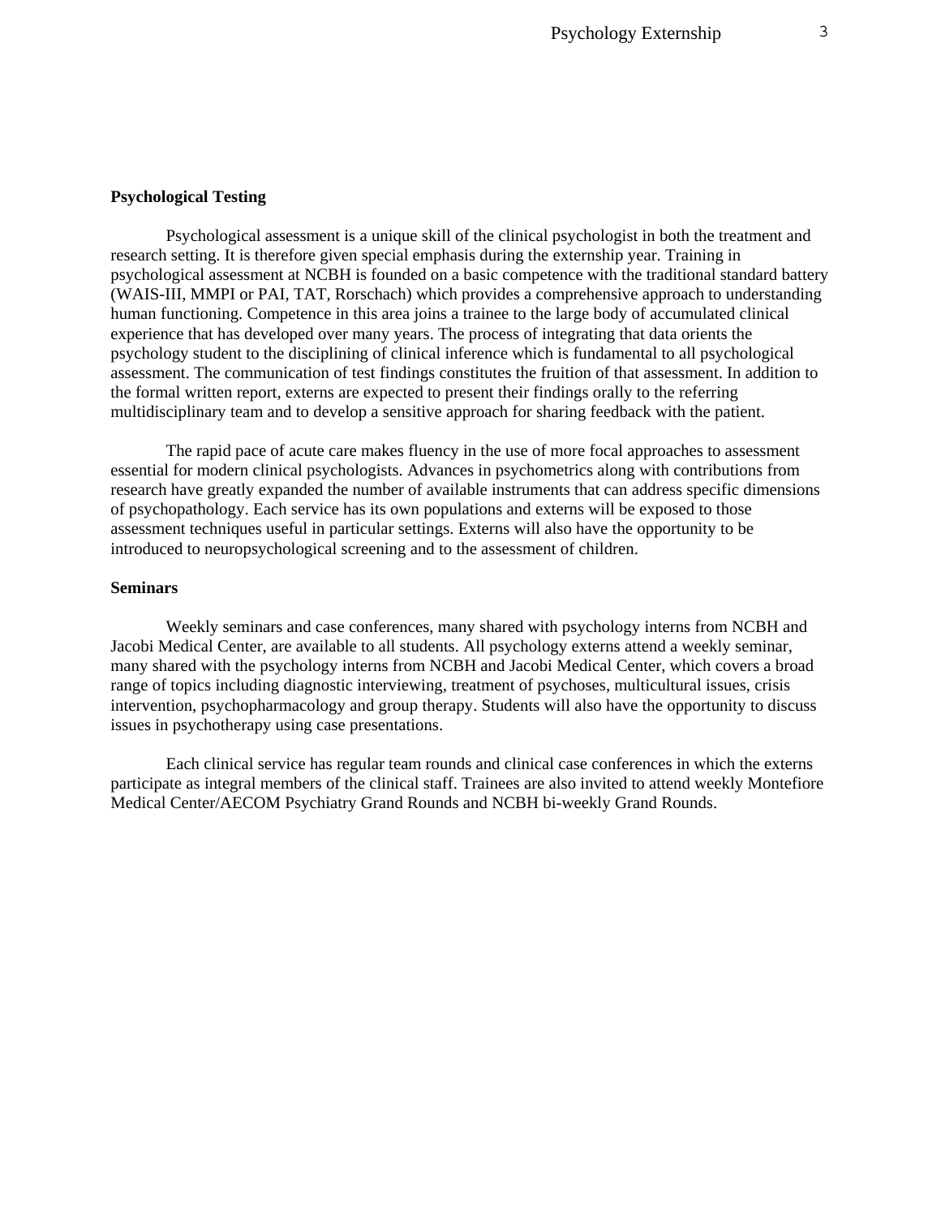**Psychological Testing**

Psychological assessment is a unique skill of the clinical psychologist in both the treatment and research setting. It is therefore given special emphasis during the externship year. Training in psychological assessment at NCBH is founded on a basic competence with the traditional standard battery (WAIS-III, MMPI or PAI, TAT, Rorschach) which provides a comprehensive approach to understanding human functioning. Competence in this area joins a trainee to the large body of accumulated clinical experience that has developed over many years. The process of integrating that data orients the psychology student to the disciplining of clinical inference which is fundamental to all psychological assessment. The communication of test findings constitutes the fruition of that assessment. In addition to the formal written report, externs are expected to present their findings orally to the referring multidisciplinary team and to develop a sensitive approach for sharing feedback with the patient.

The rapid pace of acute care makes fluency in the use of more focal approaches to assessment essential for modern clinical psychologists. Advances in psychometrics along with contributions from research have greatly expanded the number of available instruments that can address specific dimensions of psychopathology. Each service has its own populations and externs will be exposed to those assessment techniques useful in particular settings. Externs will also have the opportunity to be introduced to neuropsychological screening and to the assessment of children.

**Seminars**

Weekly seminars and case conferences, many shared with psychology interns from NCBH and Jacobi Medical Center, are available to all students. All psychology externs attend a weekly seminar, many shared with the psychology interns from NCBH and Jacobi Medical Center, which covers a broad range of topics including diagnostic interviewing, treatment of psychoses, multicultural issues, crisis intervention, psychopharmacology and group therapy. Students will also have the opportunity to discuss issues in psychotherapy using case presentations.

Each clinical service has regular team rounds and clinical case conferences in which the externs participate as integral members of the clinical staff. Trainees are also invited to attend weekly Montefiore Medical Center/AECOM Psychiatry Grand Rounds and NCBH bi-weekly Grand Rounds.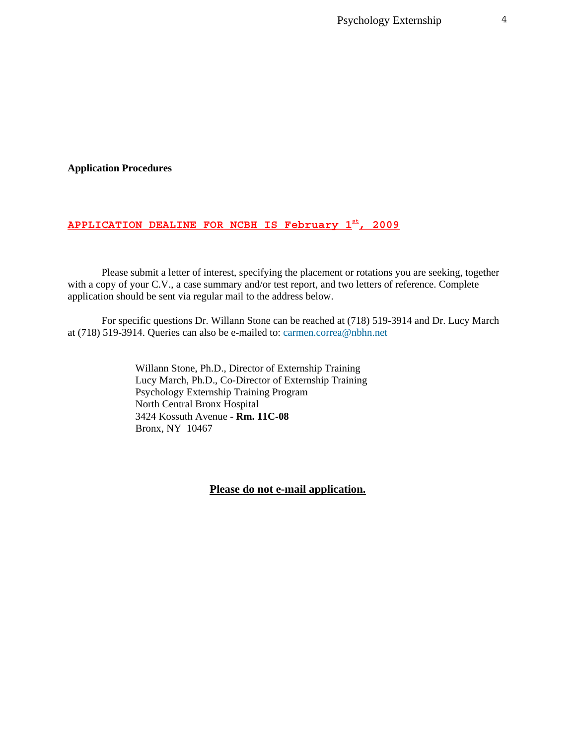**Application Procedures**

**APPLICATION DEALINE FOR NCBH IS February 1st, 2009**

Please submit a letter of interest, specifying the placement or rotations you are seeking, together with a copy of your C.V., a case summary and/or test report, and two letters of reference. Complete application should be sent via regular mail to the address below.

For specific questions Dr. Willann Stone can be reached at (718) 519-3914 and Dr. Lucy March at (718) 519-3914. Queries can also be e-mailed to: carmen.correa@nbhn.net

Willann Stone, Ph.D., Director of Externship Training
Lucy March, Ph.D., Co-Director of Externship Training
Psychology Externship Training Program
North Central Bronx Hospital
3424 Kossuth Avenue - **Rm. 11C-08**
Bronx, NY 10467

**Please do not e-mail application.**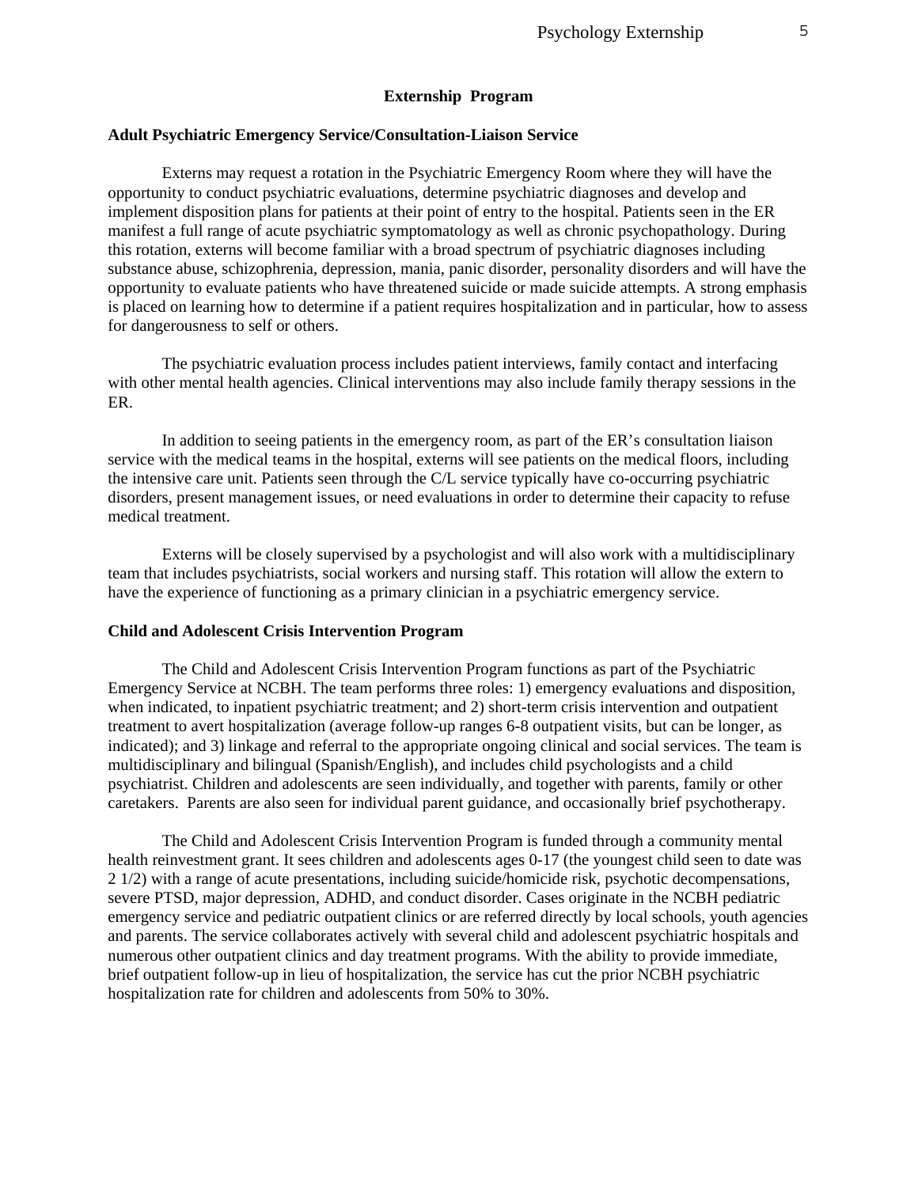# Externship Program

## Adult Psychiatric Emergency Service/Consultation-Liaison Service

Externs may request a rotation in the Psychiatric Emergency Room where they will have the opportunity to conduct psychiatric evaluations, determine psychiatric diagnoses and develop and implement disposition plans for patients at their point of entry to the hospital. Patients seen in the ER manifest a full range of acute psychiatric symptomatology as well as chronic psychopathology. During this rotation, externs will become familiar with a broad spectrum of psychiatric diagnoses including substance abuse, schizophrenia, depression, mania, panic disorder, personality disorders and will have the opportunity to evaluate patients who have threatened suicide or made suicide attempts. A strong emphasis is placed on learning how to determine if a patient requires hospitalization and in particular, how to assess for dangerousness to self or others.

The psychiatric evaluation process includes patient interviews, family contact and interfacing with other mental health agencies. Clinical interventions may also include family therapy sessions in the ER.

In addition to seeing patients in the emergency room, as part of the ER's consultation liaison service with the medical teams in the hospital, externs will see patients on the medical floors, including the intensive care unit. Patients seen through the C/L service typically have co-occurring psychiatric disorders, present management issues, or need evaluations in order to determine their capacity to refuse medical treatment.

Externs will be closely supervised by a psychologist and will also work with a multidisciplinary team that includes psychiatrists, social workers and nursing staff. This rotation will allow the extern to have the experience of functioning as a primary clinician in a psychiatric emergency service.

## Child and Adolescent Crisis Intervention Program

The Child and Adolescent Crisis Intervention Program functions as part of the Psychiatric Emergency Service at NCBH. The team performs three roles: 1) emergency evaluations and disposition, when indicated, to inpatient psychiatric treatment; and 2) short-term crisis intervention and outpatient treatment to avert hospitalization (average follow-up ranges 6-8 outpatient visits, but can be longer, as indicated); and 3) linkage and referral to the appropriate ongoing clinical and social services. The team is multidisciplinary and bilingual (Spanish/English), and includes child psychologists and a child psychiatrist. Children and adolescents are seen individually, and together with parents, family or other caretakers. Parents are also seen for individual parent guidance, and occasionally brief psychotherapy.

The Child and Adolescent Crisis Intervention Program is funded through a community mental health reinvestment grant. It sees children and adolescents ages 0-17 (the youngest child seen to date was 2 1/2) with a range of acute presentations, including suicide/homicide risk, psychotic decompensations, severe PTSD, major depression, ADHD, and conduct disorder. Cases originate in the NCBH pediatric emergency service and pediatric outpatient clinics or are referred directly by local schools, youth agencies and parents. The service collaborates actively with several child and adolescent psychiatric hospitals and numerous other outpatient clinics and day treatment programs. With the ability to provide immediate, brief outpatient follow-up in lieu of hospitalization, the service has cut the prior NCBH psychiatric hospitalization rate for children and adolescents from 50% to 30%.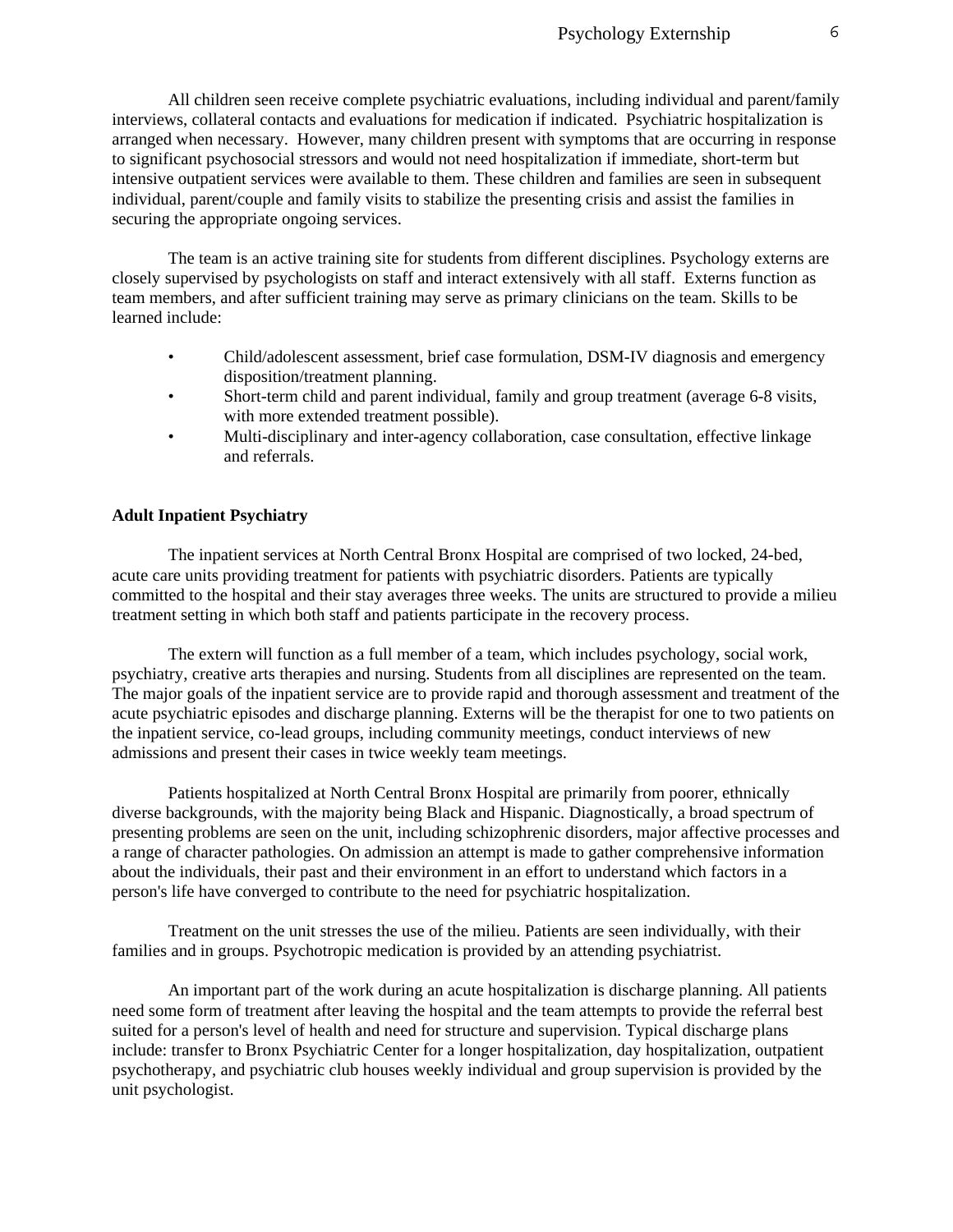All children seen receive complete psychiatric evaluations, including individual and parent/family interviews, collateral contacts and evaluations for medication if indicated. Psychiatric hospitalization is arranged when necessary. However, many children present with symptoms that are occurring in response to significant psychosocial stressors and would not need hospitalization if immediate, short-term but intensive outpatient services were available to them. These children and families are seen in subsequent individual, parent/couple and family visits to stabilize the presenting crisis and assist the families in securing the appropriate ongoing services.

The team is an active training site for students from different disciplines. Psychology externs are closely supervised by psychologists on staff and interact extensively with all staff. Externs function as team members, and after sufficient training may serve as primary clinicians on the team. Skills to be learned include:

- Child/adolescent assessment, brief case formulation, DSM-IV diagnosis and emergency disposition/treatment planning.
- Short-term child and parent individual, family and group treatment (average 6-8 visits, with more extended treatment possible).
- Multi-disciplinary and inter-agency collaboration, case consultation, effective linkage and referrals.

**Adult Inpatient Psychiatry**

The inpatient services at North Central Bronx Hospital are comprised of two locked, 24-bed, acute care units providing treatment for patients with psychiatric disorders. Patients are typically committed to the hospital and their stay averages three weeks. The units are structured to provide a milieu treatment setting in which both staff and patients participate in the recovery process.

The extern will function as a full member of a team, which includes psychology, social work, psychiatry, creative arts therapies and nursing. Students from all disciplines are represented on the team. The major goals of the inpatient service are to provide rapid and thorough assessment and treatment of the acute psychiatric episodes and discharge planning. Externs will be the therapist for one to two patients on the inpatient service, co-lead groups, including community meetings, conduct interviews of new admissions and present their cases in twice weekly team meetings.

Patients hospitalized at North Central Bronx Hospital are primarily from poorer, ethnically diverse backgrounds, with the majority being Black and Hispanic. Diagnostically, a broad spectrum of presenting problems are seen on the unit, including schizophrenic disorders, major affective processes and a range of character pathologies. On admission an attempt is made to gather comprehensive information about the individuals, their past and their environment in an effort to understand which factors in a person's life have converged to contribute to the need for psychiatric hospitalization.

Treatment on the unit stresses the use of the milieu. Patients are seen individually, with their families and in groups. Psychotropic medication is provided by an attending psychiatrist.

An important part of the work during an acute hospitalization is discharge planning. All patients need some form of treatment after leaving the hospital and the team attempts to provide the referral best suited for a person's level of health and need for structure and supervision. Typical discharge plans include: transfer to Bronx Psychiatric Center for a longer hospitalization, day hospitalization, outpatient psychotherapy, and psychiatric club houses weekly individual and group supervision is provided by the unit psychologist.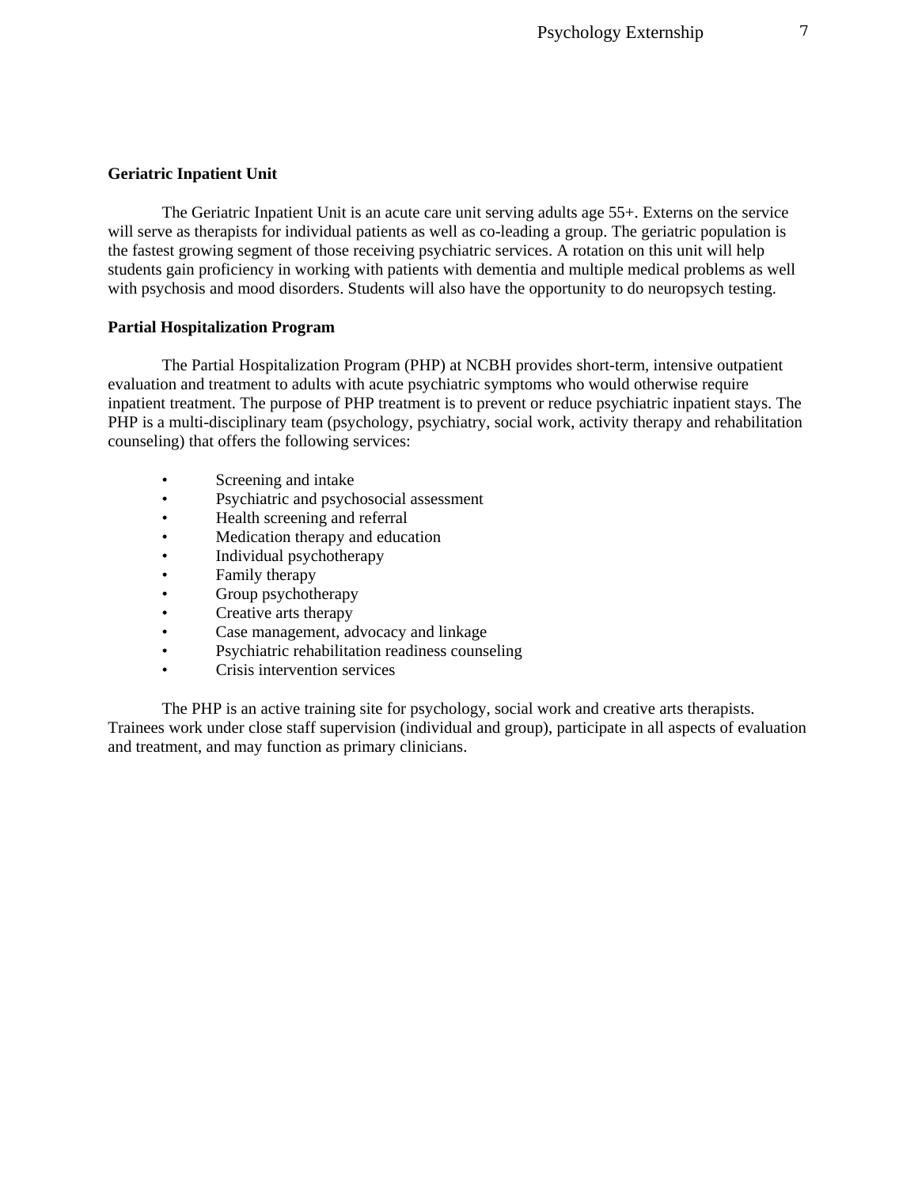**Geriatric Inpatient Unit**

The Geriatric Inpatient Unit is an acute care unit serving adults age 55+. Externs on the service will serve as therapists for individual patients as well as co-leading a group. The geriatric population is the fastest growing segment of those receiving psychiatric services. A rotation on this unit will help students gain proficiency in working with patients with dementia and multiple medical problems as well with psychosis and mood disorders. Students will also have the opportunity to do neuropsych testing.

**Partial Hospitalization Program**

The Partial Hospitalization Program (PHP) at NCBH provides short-term, intensive outpatient evaluation and treatment to adults with acute psychiatric symptoms who would otherwise require inpatient treatment. The purpose of PHP treatment is to prevent or reduce psychiatric inpatient stays. The PHP is a multi-disciplinary team (psychology, psychiatry, social work, activity therapy and rehabilitation counseling) that offers the following services:

- Screening and intake
- Psychiatric and psychosocial assessment
- Health screening and referral
- Medication therapy and education
- Individual psychotherapy
- Family therapy
- Group psychotherapy
- Creative arts therapy
- Case management, advocacy and linkage
- Psychiatric rehabilitation readiness counseling
- Crisis intervention services

The PHP is an active training site for psychology, social work and creative arts therapists. Trainees work under close staff supervision (individual and group), participate in all aspects of evaluation and treatment, and may function as primary clinicians.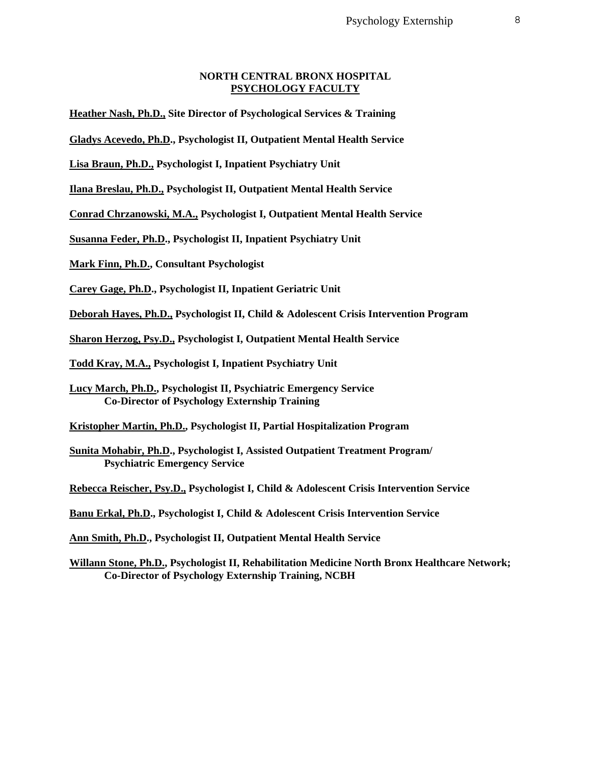## NORTH CENTRAL BRONX HOSPITAL
## PSYCHOLOGY FACULTY

**Heather Nash, Ph.D., Site Director of Psychological Services & Training**

**Gladys Acevedo, Ph.D., Psychologist II, Outpatient Mental Health Service**

**Lisa Braun, Ph.D., Psychologist I, Inpatient Psychiatry Unit**

**Ilana Breslau, Ph.D., Psychologist II, Outpatient Mental Health Service**

**Conrad Chrzanowski, M.A., Psychologist I, Outpatient Mental Health Service**

**Susanna Feder, Ph.D., Psychologist II, Inpatient Psychiatry Unit**

**Mark Finn, Ph.D., Consultant Psychologist**

**Carey Gage, Ph.D., Psychologist II, Inpatient Geriatric Unit**

**Deborah Hayes, Ph.D., Psychologist II, Child & Adolescent Crisis Intervention Program**

**Sharon Herzog, Psy.D., Psychologist I, Outpatient Mental Health Service**

**Todd Kray, M.A., Psychologist I, Inpatient Psychiatry Unit**

**Lucy March, Ph.D., Psychologist II, Psychiatric Emergency Service**
**Co-Director of Psychology Externship Training**

**Kristopher Martin, Ph.D., Psychologist II, Partial Hospitalization Program**

**Sunita Mohabir, Ph.D., Psychologist I, Assisted Outpatient Treatment Program/**
**Psychiatric Emergency Service**

**Rebecca Reischer, Psy.D., Psychologist I, Child & Adolescent Crisis Intervention Service**

**Banu Erkal, Ph.D., Psychologist I, Child & Adolescent Crisis Intervention Service**

**Ann Smith, Ph.D., Psychologist II, Outpatient Mental Health Service**

**Willann Stone, Ph.D., Psychologist II, Rehabilitation Medicine North Bronx Healthcare Network;**
**Co-Director of Psychology Externship Training, NCBH**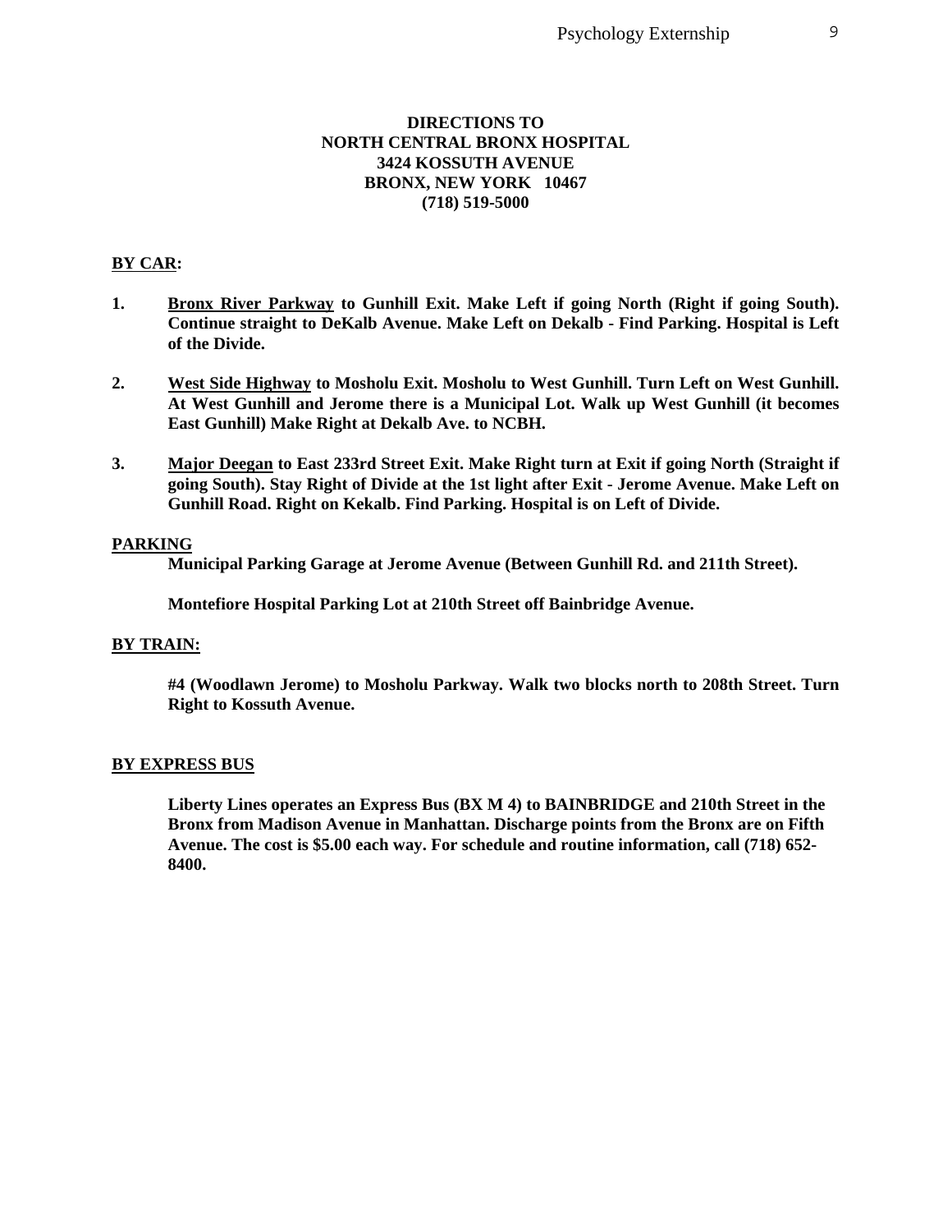**DIRECTIONS TO**
**NORTH CENTRAL BRONX HOSPITAL**
**3424 KOSSUTH AVENUE**
**BRONX, NEW YORK 10467**
**(718) 519-5000**

**BY CAR:**

1. **Bronx River Parkway to Gunhill Exit. Make Left if going North (Right if going South). Continue straight to DeKalb Avenue. Make Left on Dekalb - Find Parking. Hospital is Left of the Divide.**

2. **West Side Highway to Mosholu Exit. Mosholu to West Gunhill. Turn Left on West Gunhill. At West Gunhill and Jerome there is a Municipal Lot. Walk up West Gunhill (it becomes East Gunhill) Make Right at Dekalb Ave. to NCBH.**

3. **Major Deegan to East 233rd Street Exit. Make Right turn at Exit if going North (Straight if going South). Stay Right of Divide at the 1st light after Exit - Jerome Avenue. Make Left on Gunhill Road. Right on Kekalb. Find Parking. Hospital is on Left of Divide.**

**PARKING**

**Municipal Parking Garage at Jerome Avenue (Between Gunhill Rd. and 211th Street).**

**Montefiore Hospital Parking Lot at 210th Street off Bainbridge Avenue.**

**BY TRAIN:**

**#4 (Woodlawn Jerome) to Mosholu Parkway. Walk two blocks north to 208th Street. Turn Right to Kossuth Avenue.**

**BY EXPRESS BUS**

**Liberty Lines operates an Express Bus (BX M 4) to BAINBRIDGE and 210th Street in the Bronx from Madison Avenue in Manhattan. Discharge points from the Bronx are on Fifth Avenue. The cost is $5.00 each way. For schedule and routine information, call (718) 652-8400.**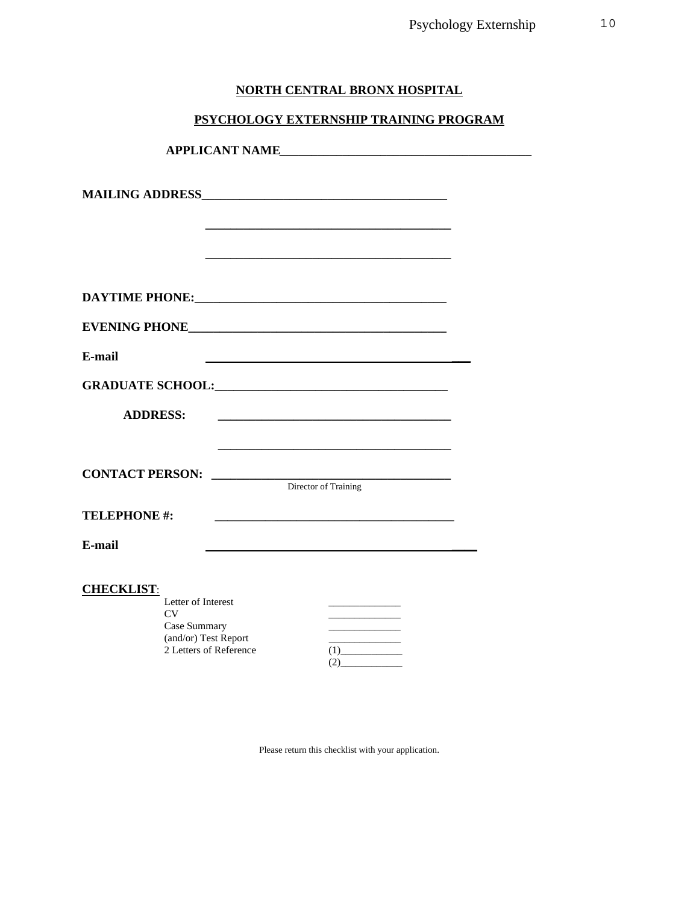**NORTH CENTRAL BRONX HOSPITAL**

**PSYCHOLOGY EXTERNSHIP TRAINING PROGRAM**

**APPLICANT NAME**________________________________________

**MAILING ADDRESS**________________________________________

________________________________________

________________________________________

**DAYTIME PHONE:**________________________________________

**EVENING PHONE**________________________________________

**E-mail** ________________________________________

**GRADUATE SCHOOL:**________________________________________

**ADDRESS:** ________________________________________

________________________________________

**CONTACT PERSON:** ________________________________________
Director of Training

**TELEPHONE #:** ________________________________________

**E-mail** ________________________________________

**CHECKLIST**:

| | |
|---|---|
| Letter of Interest | _____________ |
| CV | _____________ |
| Case Summary | _____________ |
| (and/or) Test Report | _____________ |
| 2 Letters of Reference | (1)___________ |
| | (2)___________ |

Please return this checklist with your application.